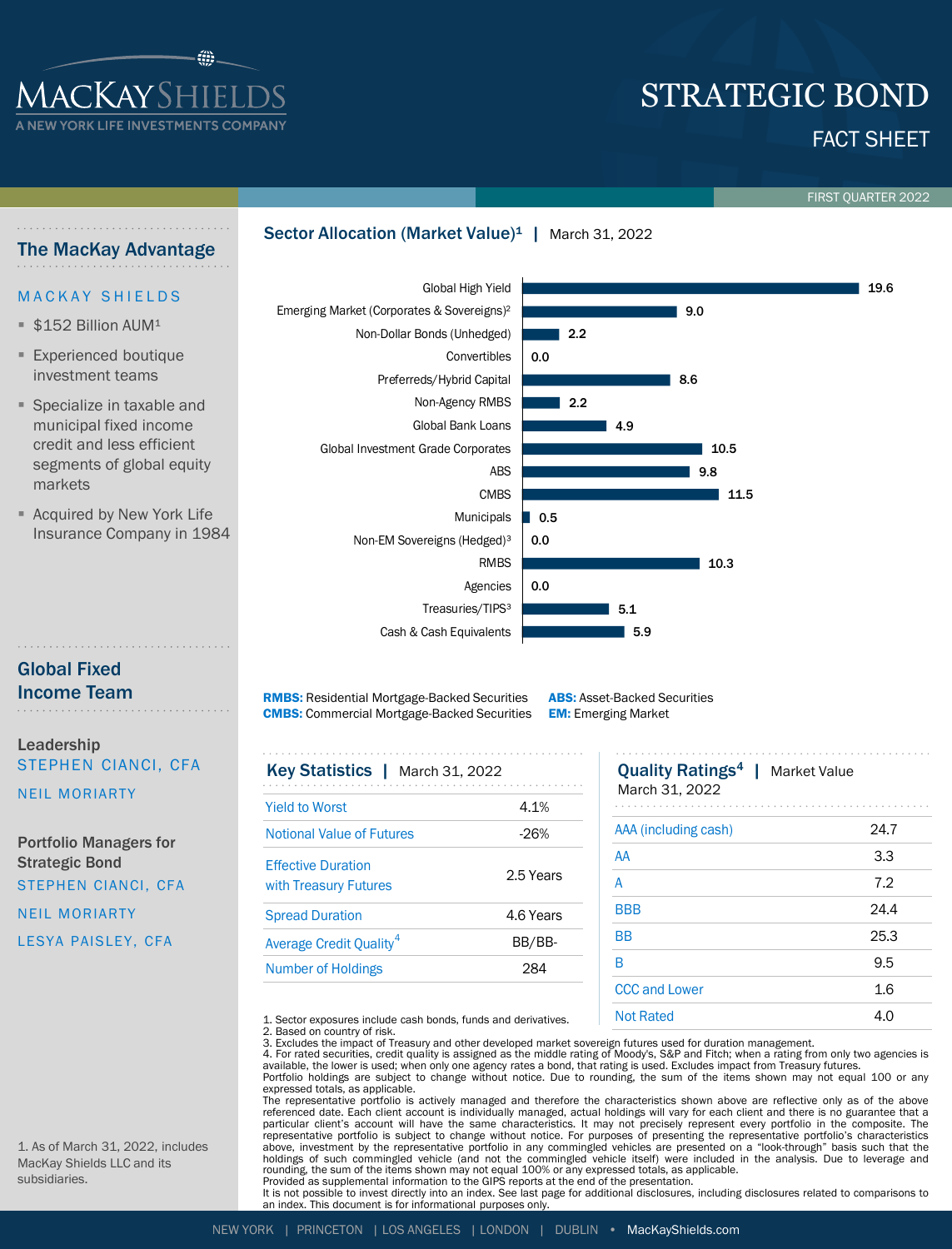# STRATEGIC BOND

## FACT SHEET

FIRST QUARTER 2022

## The MacKay Advantage

MACKAY SHIELDS

- $152 Billion AUM[1]
- Experienced boutique investment teams
- Specialize in taxable and municipal fixed income credit and less efficient segments of global equity markets
- Acquired by New York Life Insurance Company in 1984

## Global Fixed Income Team

**Leadership**

STEPHEN CIANCI, CFA

NEIL MORIARTY

**Portfolio Managers for Strategic Bond**

STEPHEN CIANCI, CFA

NEIL MORIARTY

LESYA PAISLEY, CFA

1. As of March 31, 2022, includes MacKay Shields LLC and its subsidiaries.

## Sector Allocation (Market Value)[1] | March 31, 2022

| Sector | % |
|---|---|
| Global High Yield | 19.6 |
| Emerging Market (Corporates & Sovereigns)[2] | 9.0 |
| Non-Dollar Bonds (Unhedged) | 2.2 |
| Convertibles | 0.0 |
| Preferreds/Hybrid Capital | 8.6 |
| Non-Agency RMBS | 2.2 |
| Global Bank Loans | 4.9 |
| Global Investment Grade Corporates | 10.5 |
| ABS | 9.8 |
| CMBS | 11.5 |
| Municipals | 0.5 |
| Non-EM Sovereigns (Hedged)[3] | 0.0 |
| RMBS | 10.3 |
| Agencies | 0.0 |
| Treasuries/TIPS[3] | 5.1 |
| Cash & Cash Equivalents | 5.9 |

**RMBS:** Residential Mortgage-Backed Securities
**CMBS:** Commercial Mortgage-Backed Securities
**ABS:** Asset-Backed Securities
**EM:** Emerging Market

## Key Statistics | March 31, 2022

| Statistic | Value |
|---|---|
| Yield to Worst | 4.1% |
| Notional Value of Futures | -26% |
| Effective Duration with Treasury Futures | 2.5 Years |
| Spread Duration | 4.6 Years |
| Average Credit Quality[4] | BB/BB- |
| Number of Holdings | 284 |

## Quality Ratings[4] | Market Value March 31, 2022

| Rating | % |
|---|---|
| AAA (including cash) | 24.7 |
| AA | 3.3 |
| A | 7.2 |
| BBB | 24.4 |
| BB | 25.3 |
| B | 9.5 |
| CCC and Lower | 1.6 |
| Not Rated | 4.0 |

1. Sector exposures include cash bonds, funds and derivatives.
2. Based on country of risk.
3. Excludes the impact of Treasury and other developed market sovereign futures used for duration management.
4. For rated securities, credit quality is assigned as the middle rating of Moody's, S&P and Fitch; when a rating from only two agencies is available, the lower is used; when only one agency rates a bond, that rating is used. Excludes impact from Treasury futures.

Portfolio holdings are subject to change without notice. Due to rounding, the sum of the items shown may not equal 100 or any expressed totals, as applicable.

The representative portfolio is actively managed and therefore the characteristics shown above are reflective only as of the above referenced date. Each client account is individually managed, actual holdings will vary for each client and there is no guarantee that a particular client's account will have the same characteristics. It may not precisely represent every portfolio in the composite. The representative portfolio is subject to change without notice. For purposes of presenting the representative portfolio's characteristics above, investment by the representative portfolio in any commingled vehicles are presented on a "look-through" basis such that the holdings of such commingled vehicle (and not the commingled vehicle itself) were included in the analysis. Due to leverage and rounding, the sum of the items shown may not equal 100% or any expressed totals, as applicable.

Provided as supplemental information to the GIPS reports at the end of the presentation.

It is not possible to invest directly into an index. See last page for additional disclosures, including disclosures related to comparisons to an index. This document is for informational purposes only.

NEW YORK | PRINCETON | LOS ANGELES | LONDON | DUBLIN • MacKayShields.com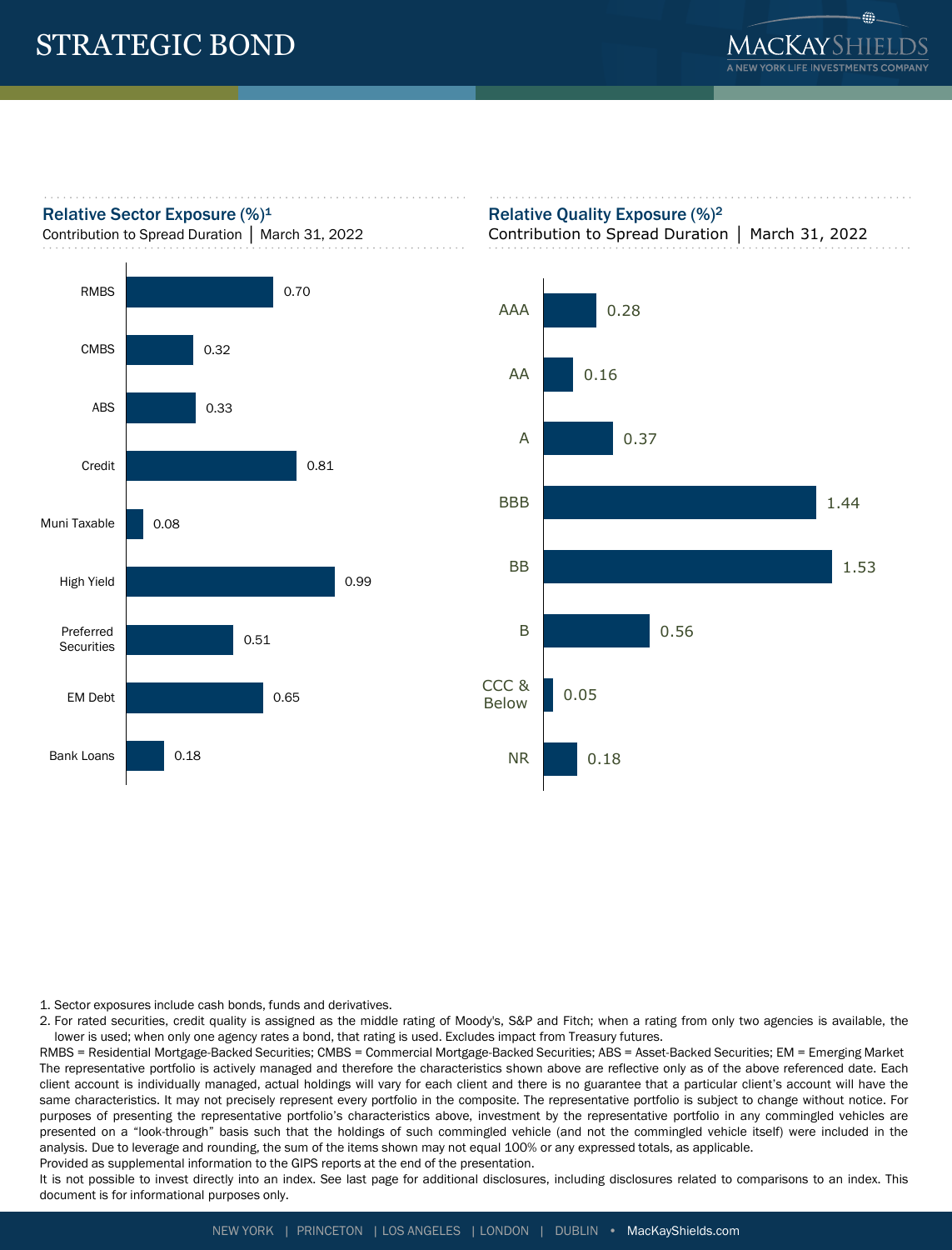## Relative Sector Exposure (%)[1]

Contribution to Spread Duration | March 31, 2022

| Sector | Exposure |
| --- | --- |
| RMBS | 0.70 |
| CMBS | 0.32 |
| ABS | 0.33 |
| Credit | 0.81 |
| Muni Taxable | 0.08 |
| High Yield | 0.99 |
| Preferred Securities | 0.51 |
| EM Debt | 0.65 |
| Bank Loans | 0.18 |

## Relative Quality Exposure (%)[2]

Contribution to Spread Duration | March 31, 2022

| Quality | Exposure |
| --- | --- |
| AAA | 0.28 |
| AA | 0.16 |
| A | 0.37 |
| BBB | 1.44 |
| BB | 1.53 |
| B | 0.56 |
| CCC & Below | 0.05 |
| NR | 0.18 |

1. Sector exposures include cash bonds, funds and derivatives.
2. For rated securities, credit quality is assigned as the middle rating of Moody's, S&P and Fitch; when a rating from only two agencies is available, the lower is used; when only one agency rates a bond, that rating is used. Excludes impact from Treasury futures.

RMBS = Residential Mortgage-Backed Securities; CMBS = Commercial Mortgage-Backed Securities; ABS = Asset-Backed Securities; EM = Emerging Market

The representative portfolio is actively managed and therefore the characteristics shown above are reflective only as of the above referenced date. Each client account is individually managed, actual holdings will vary for each client and there is no guarantee that a particular client's account will have the same characteristics. It may not precisely represent every portfolio in the composite. The representative portfolio is subject to change without notice. For purposes of presenting the representative portfolio's characteristics above, investment by the representative portfolio in any commingled vehicles are presented on a "look-through" basis such that the holdings of such commingled vehicle (and not the commingled vehicle itself) were included in the analysis. Due to leverage and rounding, the sum of the items shown may not equal 100% or any expressed totals, as applicable.

Provided as supplemental information to the GIPS reports at the end of the presentation.

It is not possible to invest directly into an index. See last page for additional disclosures, including disclosures related to comparisons to an index. This document is for informational purposes only.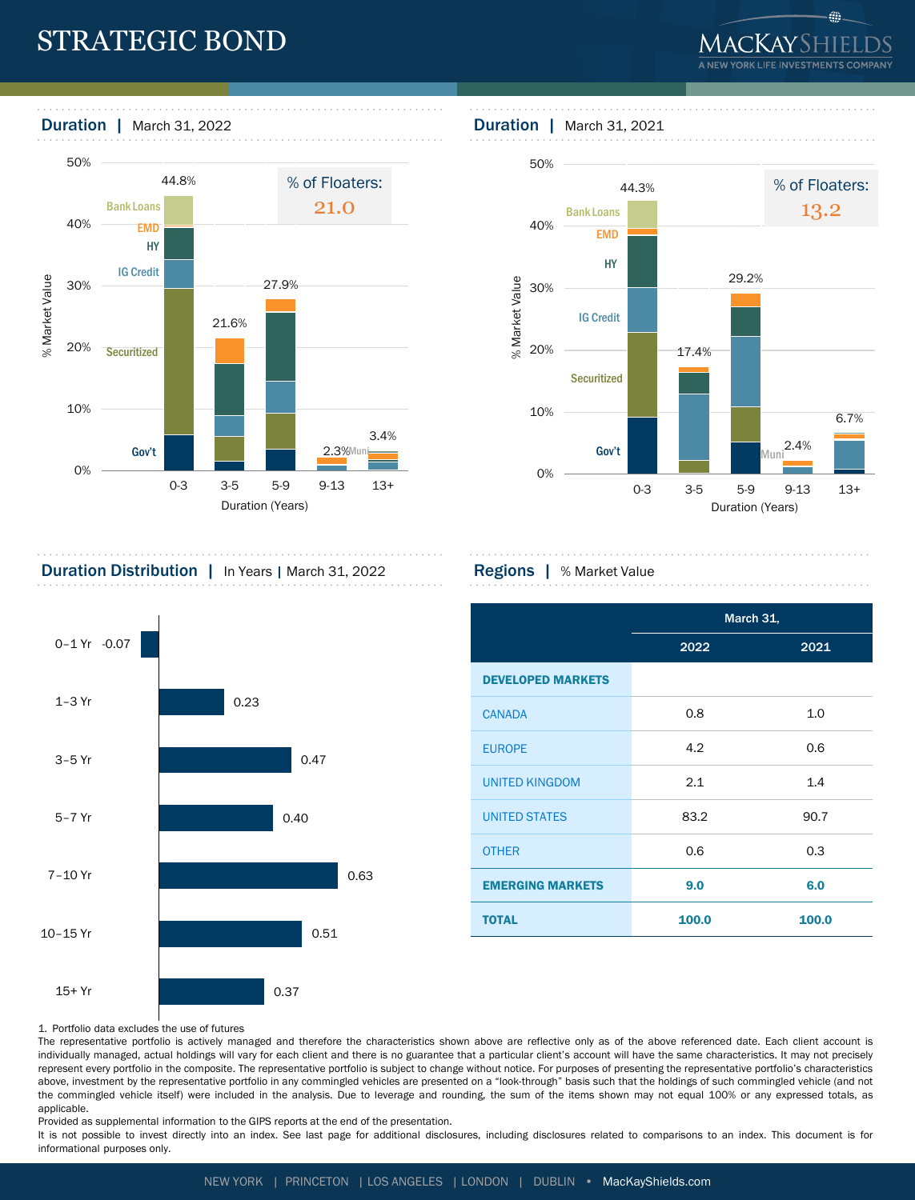# STRATEGIC BOND

## Duration | March 31, 2022

% of Floaters: 21.0

| Duration (Years) | 0-3 | 3-5 | 5-9 | 9-13 | 13+ |
|---|---|---|---|---|---|
| Total % Market Value | 44.8% | 21.6% | 27.9% | 2.3% | 3.4% |

Sectors: Bank Loans, EMD, HY, IG Credit, Securitized, Gov't, Muni

## Duration | March 31, 2021

% of Floaters: 13.2

| Duration (Years) | 0-3 | 3-5 | 5-9 | 9-13 | 13+ |
|---|---|---|---|---|---|
| Total % Market Value | 44.3% | 17.4% | 29.2% | 2.4% | 6.7% |

Sectors: Bank Loans, EMD, HY, IG Credit, Securitized, Gov't, Muni

## Duration Distribution | In Years | March 31, 2022

| Bucket | Years |
|---|---|
| 0–1 Yr | -0.07 |
| 1–3 Yr | 0.23 |
| 3–5 Yr | 0.47 |
| 5–7 Yr | 0.40 |
| 7–10 Yr | 0.63 |
| 10–15 Yr | 0.51 |
| 15+ Yr | 0.37 |

## Regions | % Market Value

| | March 31, 2022 | March 31, 2021 |
|---|---|---|
| **DEVELOPED MARKETS** | | |
| CANADA | 0.8 | 1.0 |
| EUROPE | 4.2 | 0.6 |
| UNITED KINGDOM | 2.1 | 1.4 |
| UNITED STATES | 83.2 | 90.7 |
| OTHER | 0.6 | 0.3 |
| **EMERGING MARKETS** | **9.0** | **6.0** |
| **TOTAL** | **100.0** | **100.0** |

1. Portfolio data excludes the use of futures

The representative portfolio is actively managed and therefore the characteristics shown above are reflective only as of the above referenced date. Each client account is individually managed, actual holdings will vary for each client and there is no guarantee that a particular client's account will have the same characteristics. It may not precisely represent every portfolio in the composite. The representative portfolio is subject to change without notice. For purposes of presenting the representative portfolio's characteristics above, investment by the representative portfolio in any commingled vehicles are presented on a "look-through" basis such that the holdings of such commingled vehicle (and not the commingled vehicle itself) were included in the analysis. Due to leverage and rounding, the sum of the items shown may not equal 100% or any expressed totals, as applicable.

Provided as supplemental information to the GIPS reports at the end of the presentation.

It is not possible to invest directly into an index. See last page for additional disclosures, including disclosures related to comparisons to an index. This document is for informational purposes only.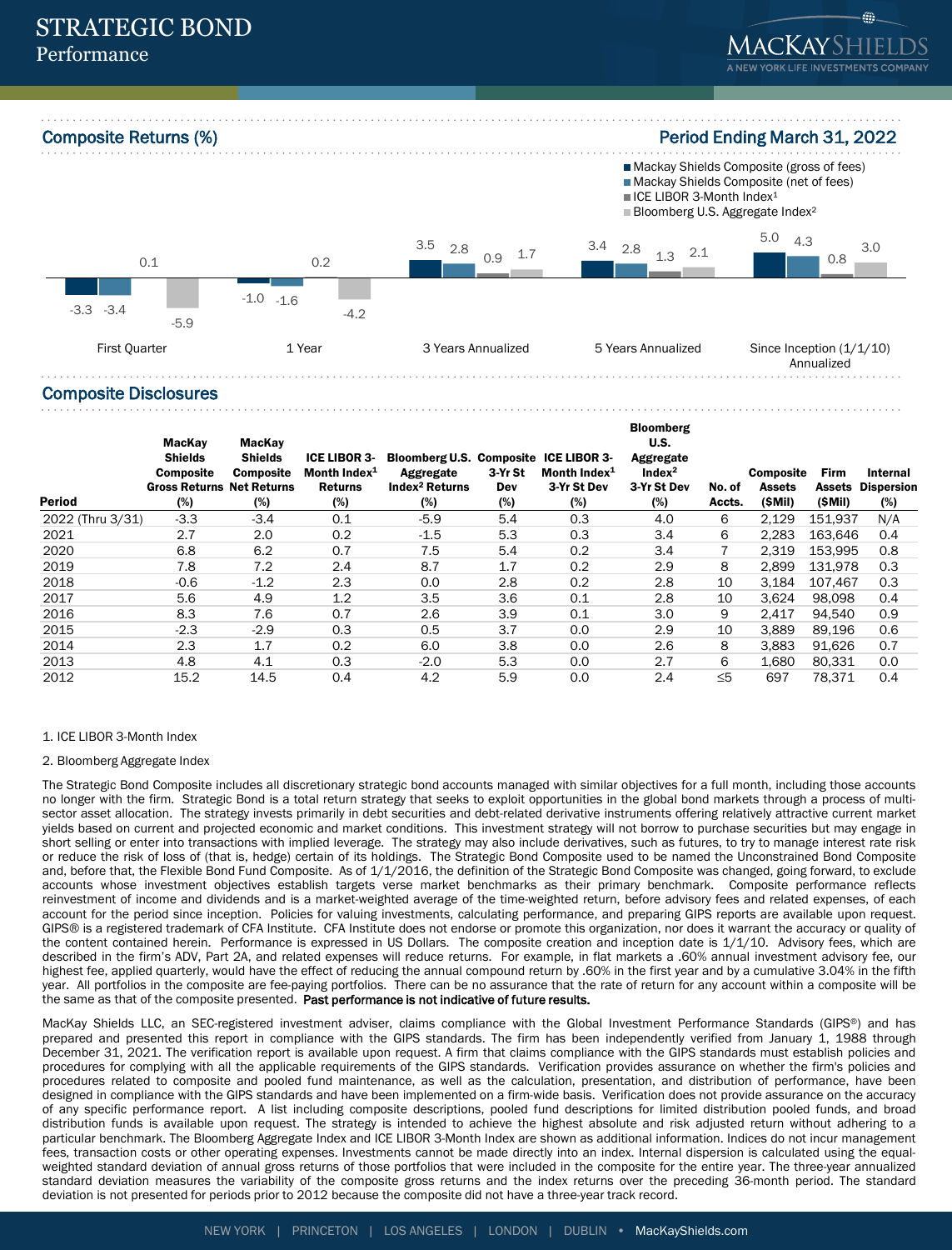# STRATEGIC BOND
## Performance

## Composite Returns (%)

**Period Ending March 31, 2022**

| | Mackay Shields Composite (gross of fees) | Mackay Shields Composite (net of fees) | ICE LIBOR 3-Month Index[1] | Bloomberg U.S. Aggregate Index[2] |
|---|---|---|---|---|
| First Quarter | -3.3 | -3.4 | 0.1 | -5.9 |
| 1 Year | -1.0 | -1.6 | 0.2 | -4.2 |
| 3 Years Annualized | 3.5 | 2.8 | 0.9 | 1.7 |
| 5 Years Annualized | 3.4 | 2.8 | 1.3 | 2.1 |
| Since Inception (1/1/10) Annualized | 5.0 | 4.3 | 0.8 | 3.0 |

## Composite Disclosures

| Period | MacKay Shields Composite Gross Returns (%) | MacKay Shields Composite Net Returns (%) | ICE LIBOR 3-Month Index[1] Returns (%) | Bloomberg U.S. Aggregate Index[2] Returns (%) | Composite 3-Yr St Dev (%) | ICE LIBOR 3-Month Index[1] 3-Yr St Dev (%) | Bloomberg U.S. Aggregate Index[2] 3-Yr St Dev (%) | No. of Accts. | Composite Assets ($Mil) | Firm Assets ($Mil) | Internal Dispersion (%) |
|---|---|---|---|---|---|---|---|---|---|---|---|
| 2022 (Thru 3/31) | -3.3 | -3.4 | 0.1 | -5.9 | 5.4 | 0.3 | 4.0 | 6 | 2,129 | 151,937 | N/A |
| 2021 | 2.7 | 2.0 | 0.2 | -1.5 | 5.3 | 0.3 | 3.4 | 6 | 2,283 | 163,646 | 0.4 |
| 2020 | 6.8 | 6.2 | 0.7 | 7.5 | 5.4 | 0.2 | 3.4 | 7 | 2,319 | 153,995 | 0.8 |
| 2019 | 7.8 | 7.2 | 2.4 | 8.7 | 1.7 | 0.2 | 2.9 | 8 | 2,899 | 131,978 | 0.3 |
| 2018 | -0.6 | -1.2 | 2.3 | 0.0 | 2.8 | 0.2 | 2.8 | 10 | 3,184 | 107,467 | 0.3 |
| 2017 | 5.6 | 4.9 | 1.2 | 3.5 | 3.6 | 0.1 | 2.8 | 10 | 3,624 | 98,098 | 0.4 |
| 2016 | 8.3 | 7.6 | 0.7 | 2.6 | 3.9 | 0.1 | 3.0 | 9 | 2,417 | 94,540 | 0.9 |
| 2015 | -2.3 | -2.9 | 0.3 | 0.5 | 3.7 | 0.0 | 2.9 | 10 | 3,889 | 89,196 | 0.6 |
| 2014 | 2.3 | 1.7 | 0.2 | 6.0 | 3.8 | 0.0 | 2.6 | 8 | 3,883 | 91,626 | 0.7 |
| 2013 | 4.8 | 4.1 | 0.3 | -2.0 | 5.3 | 0.0 | 2.7 | 6 | 1,680 | 80,331 | 0.0 |
| 2012 | 15.2 | 14.5 | 0.4 | 4.2 | 5.9 | 0.0 | 2.4 | ≤5 | 697 | 78,371 | 0.4 |

1. ICE LIBOR 3-Month Index

2. Bloomberg Aggregate Index

The Strategic Bond Composite includes all discretionary strategic bond accounts managed with similar objectives for a full month, including those accounts no longer with the firm. Strategic Bond is a total return strategy that seeks to exploit opportunities in the global bond markets through a process of multi-sector asset allocation. The strategy invests primarily in debt securities and debt-related derivative instruments offering relatively attractive current market yields based on current and projected economic and market conditions. This investment strategy will not borrow to purchase securities but may engage in short selling or enter into transactions with implied leverage. The strategy may also include derivatives, such as futures, to try to manage interest rate risk or reduce the risk of loss of (that is, hedge) certain of its holdings. The Strategic Bond Composite used to be named the Unconstrained Bond Composite and, before that, the Flexible Bond Fund Composite. As of 1/1/2016, the definition of the Strategic Bond Composite was changed, going forward, to exclude accounts whose investment objectives establish targets verse market benchmarks as their primary benchmark. Composite performance reflects reinvestment of income and dividends and is a market-weighted average of the time-weighted return, before advisory fees and related expenses, of each account for the period since inception. Policies for valuing investments, calculating performance, and preparing GIPS reports are available upon request. GIPS® is a registered trademark of CFA Institute. CFA Institute does not endorse or promote this organization, nor does it warrant the accuracy or quality of the content contained herein. Performance is expressed in US Dollars. The composite creation and inception date is 1/1/10. Advisory fees, which are described in the firm's ADV, Part 2A, and related expenses will reduce returns. For example, in flat markets a .60% annual investment advisory fee, our highest fee, applied quarterly, would have the effect of reducing the annual compound return by .60% in the first year and by a cumulative 3.04% in the fifth year. All portfolios in the composite are fee-paying portfolios. There can be no assurance that the rate of return for any account within a composite will be the same as that of the composite presented. **Past performance is not indicative of future results.**

MacKay Shields LLC, an SEC-registered investment adviser, claims compliance with the Global Investment Performance Standards (GIPS®) and has prepared and presented this report in compliance with the GIPS standards. The firm has been independently verified from January 1, 1988 through December 31, 2021. The verification report is available upon request. A firm that claims compliance with the GIPS standards must establish policies and procedures for complying with all the applicable requirements of the GIPS standards. Verification provides assurance on whether the firm's policies and procedures related to composite and pooled fund maintenance, as well as the calculation, presentation, and distribution of performance, have been designed in compliance with the GIPS standards and have been implemented on a firm-wide basis. Verification does not provide assurance on the accuracy of any specific performance report. A list including composite descriptions, pooled fund descriptions for limited distribution pooled funds, and broad distribution funds is available upon request. The strategy is intended to achieve the highest absolute and risk adjusted return without adhering to a particular benchmark. The Bloomberg Aggregate Index and ICE LIBOR 3-Month Index are shown as additional information. Indices do not incur management fees, transaction costs or other operating expenses. Investments cannot be made directly into an index. Internal dispersion is calculated using the equal-weighted standard deviation of annual gross returns of those portfolios that were included in the composite for the entire year. The three-year annualized standard deviation measures the variability of the composite gross returns and the index returns over the preceding 36-month period. The standard deviation is not presented for periods prior to 2012 because the composite did not have a three-year track record.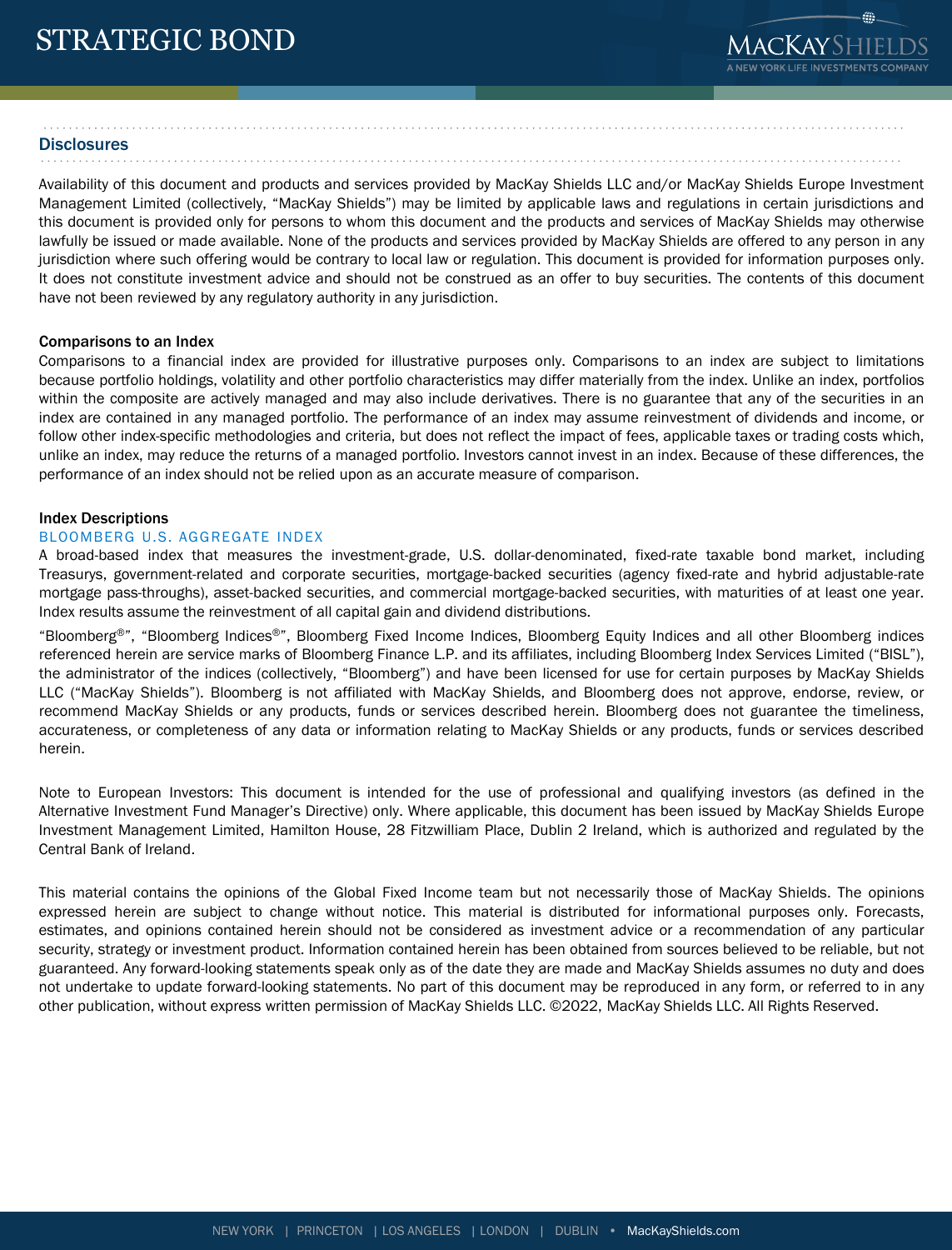## Disclosures

Availability of this document and products and services provided by MacKay Shields LLC and/or MacKay Shields Europe Investment Management Limited (collectively, "MacKay Shields") may be limited by applicable laws and regulations in certain jurisdictions and this document is provided only for persons to whom this document and the products and services of MacKay Shields may otherwise lawfully be issued or made available. None of the products and services provided by MacKay Shields are offered to any person in any jurisdiction where such offering would be contrary to local law or regulation. This document is provided for information purposes only. It does not constitute investment advice and should not be construed as an offer to buy securities. The contents of this document have not been reviewed by any regulatory authority in any jurisdiction.

**Comparisons to an Index**

Comparisons to a financial index are provided for illustrative purposes only. Comparisons to an index are subject to limitations because portfolio holdings, volatility and other portfolio characteristics may differ materially from the index. Unlike an index, portfolios within the composite are actively managed and may also include derivatives. There is no guarantee that any of the securities in an index are contained in any managed portfolio. The performance of an index may assume reinvestment of dividends and income, or follow other index-specific methodologies and criteria, but does not reflect the impact of fees, applicable taxes or trading costs which, unlike an index, may reduce the returns of a managed portfolio. Investors cannot invest in an index. Because of these differences, the performance of an index should not be relied upon as an accurate measure of comparison.

**Index Descriptions**

BLOOMBERG U.S. AGGREGATE INDEX

A broad-based index that measures the investment-grade, U.S. dollar-denominated, fixed-rate taxable bond market, including Treasurys, government-related and corporate securities, mortgage-backed securities (agency fixed-rate and hybrid adjustable-rate mortgage pass-throughs), asset-backed securities, and commercial mortgage-backed securities, with maturities of at least one year. Index results assume the reinvestment of all capital gain and dividend distributions.

"Bloomberg®", "Bloomberg Indices®", Bloomberg Fixed Income Indices, Bloomberg Equity Indices and all other Bloomberg indices referenced herein are service marks of Bloomberg Finance L.P. and its affiliates, including Bloomberg Index Services Limited ("BISL"), the administrator of the indices (collectively, "Bloomberg") and have been licensed for use for certain purposes by MacKay Shields LLC ("MacKay Shields"). Bloomberg is not affiliated with MacKay Shields, and Bloomberg does not approve, endorse, review, or recommend MacKay Shields or any products, funds or services described herein. Bloomberg does not guarantee the timeliness, accurateness, or completeness of any data or information relating to MacKay Shields or any products, funds or services described herein.

Note to European Investors: This document is intended for the use of professional and qualifying investors (as defined in the Alternative Investment Fund Manager's Directive) only. Where applicable, this document has been issued by MacKay Shields Europe Investment Management Limited, Hamilton House, 28 Fitzwilliam Place, Dublin 2 Ireland, which is authorized and regulated by the Central Bank of Ireland.

This material contains the opinions of the Global Fixed Income team but not necessarily those of MacKay Shields. The opinions expressed herein are subject to change without notice. This material is distributed for informational purposes only. Forecasts, estimates, and opinions contained herein should not be considered as investment advice or a recommendation of any particular security, strategy or investment product. Information contained herein has been obtained from sources believed to be reliable, but not guaranteed. Any forward-looking statements speak only as of the date they are made and MacKay Shields assumes no duty and does not undertake to update forward-looking statements. No part of this document may be reproduced in any form, or referred to in any other publication, without express written permission of MacKay Shields LLC. ©2022, MacKay Shields LLC. All Rights Reserved.